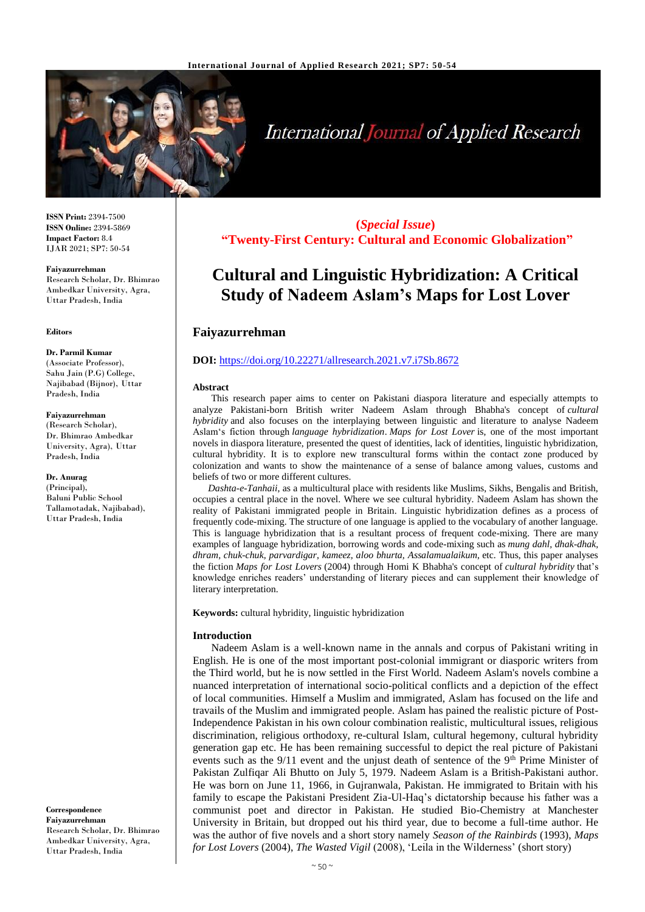**ISSN Print:** 2394-7500
**ISSN Online:** 2394-5869
**Impact Factor:** 8.4
IJAR 2021; SP7: 50-54

**Faiyazurrehman**
Research Scholar, Dr. Bhimrao Ambedkar University, Agra, Uttar Pradesh, India

**Editors**

**Dr. Parmil Kumar**
(Associate Professor), Sahu Jain (P.G) College, Najibabad (Bijnor), Uttar Pradesh, India

**Faiyazurrehman**
(Research Scholar), Dr. Bhimrao Ambedkar University, Agra), Uttar Pradesh, India

**Dr. Anurag**
(Principal), Baluni Public School Tallamotadak, Najibabad), Uttar Pradesh, India

**Correspondence**
**Faiyazurrehman**
Research Scholar, Dr. Bhimrao Ambedkar University, Agra, Uttar Pradesh, India

**(*Special Issue*)**
**"Twenty-First Century: Cultural and Economic Globalization"**

# Cultural and Linguistic Hybridization: A Critical Study of Nadeem Aslam's Maps for Lost Lover

## Faiyazurrehman

**DOI:** https://doi.org/10.22271/allresearch.2021.v7.i7Sb.8672

### Abstract

This research paper aims to center on Pakistani diaspora literature and especially attempts to analyze Pakistani-born British writer Nadeem Aslam through Bhabha's concept of *cultural hybridity* and also focuses on the interplaying between linguistic and literature to analyse Nadeem Aslam's fiction through *language hybridization*. *Maps for Lost Lover* is, one of the most important novels in diaspora literature, presented the quest of identities, lack of identities, linguistic hybridization, cultural hybridity. It is to explore new transcultural forms within the contact zone produced by colonization and wants to show the maintenance of a sense of balance among values, customs and beliefs of two or more different cultures.

*Dashta-e-Tanhaii*, as a multicultural place with residents like Muslims, Sikhs, Bengalis and British, occupies a central place in the novel. Where we see cultural hybridity. Nadeem Aslam has shown the reality of Pakistani immigrated people in Britain. Linguistic hybridization defines as a process of frequently code-mixing. The structure of one language is applied to the vocabulary of another language. This is language hybridization that is a resultant process of frequent code-mixing. There are many examples of language hybridization, borrowing words and code-mixing such as *mung dahl, dhak-dhak, dhram, chuk-chuk, parvardigar, kameez, aloo bhurta, Assalamualaikum*, etc. Thus, this paper analyses the fiction *Maps for Lost Lovers* (2004) through Homi K Bhabha's concept of *cultural hybridity* that's knowledge enriches readers' understanding of literary pieces and can supplement their knowledge of literary interpretation.

**Keywords:** cultural hybridity, linguistic hybridization

### Introduction

Nadeem Aslam is a well-known name in the annals and corpus of Pakistani writing in English. He is one of the most important post-colonial immigrant or diasporic writers from the Third world, but he is now settled in the First World. Nadeem Aslam's novels combine a nuanced interpretation of international socio-political conflicts and a depiction of the effect of local communities. Himself a Muslim and immigrated, Aslam has focused on the life and travails of the Muslim and immigrated people. Aslam has pained the realistic picture of Post-Independence Pakistan in his own colour combination realistic, multicultural issues, religious discrimination, religious orthodoxy, re-cultural Islam, cultural hegemony, cultural hybridity generation gap etc. He has been remaining successful to depict the real picture of Pakistani events such as the 9/11 event and the unjust death of sentence of the 9th Prime Minister of Pakistan Zulfiqar Ali Bhutto on July 5, 1979. Nadeem Aslam is a British-Pakistani author. He was born on June 11, 1966, in Gujranwala, Pakistan. He immigrated to Britain with his family to escape the Pakistani President Zia-Ul-Haq's dictatorship because his father was a communist poet and director in Pakistan. He studied Bio-Chemistry at Manchester University in Britain, but dropped out his third year, due to become a full-time author. He was the author of five novels and a short story namely *Season of the Rainbirds* (1993), *Maps for Lost Lovers* (2004), *The Wasted Vigil* (2008), 'Leila in the Wilderness' (short story)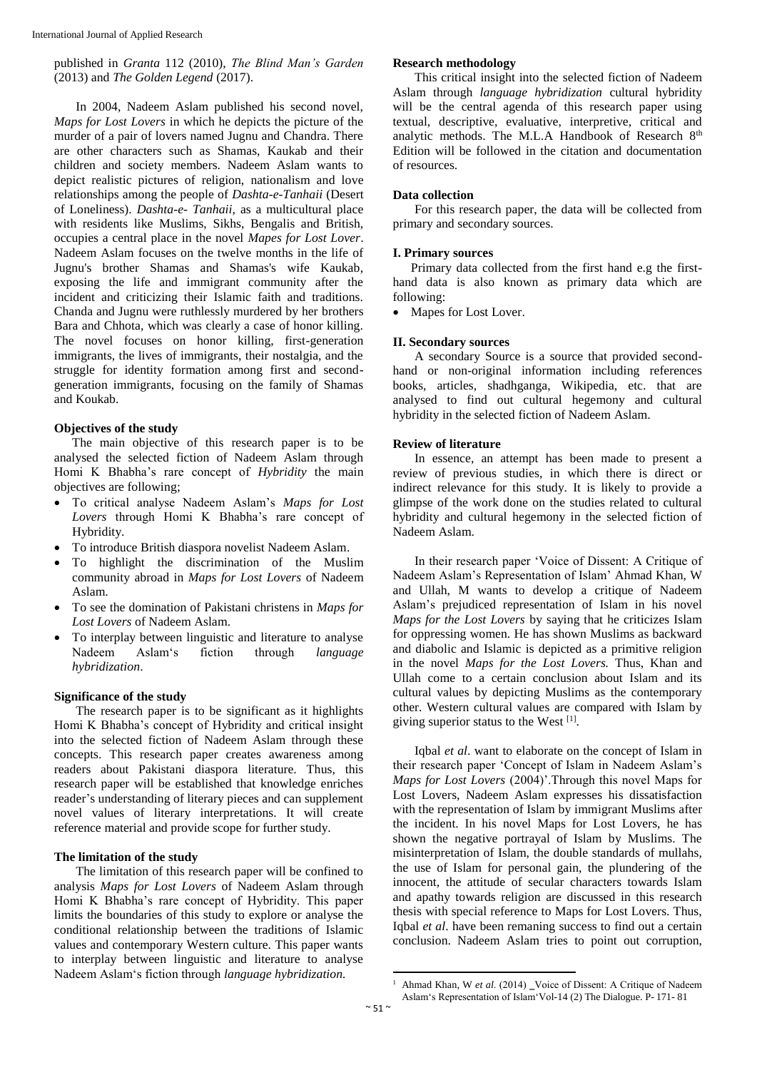published in *Granta* 112 (2010), *The Blind Man's Garden* (2013) and *The Golden Legend* (2017).

In 2004, Nadeem Aslam published his second novel, *Maps for Lost Lovers* in which he depicts the picture of the murder of a pair of lovers named Jugnu and Chandra. There are other characters such as Shamas, Kaukab and their children and society members. Nadeem Aslam wants to depict realistic pictures of religion, nationalism and love relationships among the people of *Dashta-e-Tanhaii* (Desert of Loneliness). *Dashta-e- Tanhaii,* as a multicultural place with residents like Muslims, Sikhs, Bengalis and British, occupies a central place in the novel *Mapes for Lost Lover*. Nadeem Aslam focuses on the twelve months in the life of Jugnu's brother Shamas and Shamas's wife Kaukab, exposing the life and immigrant community after the incident and criticizing their Islamic faith and traditions. Chanda and Jugnu were ruthlessly murdered by her brothers Bara and Chhota, which was clearly a case of honor killing. The novel focuses on honor killing, first-generation immigrants, the lives of immigrants, their nostalgia, and the struggle for identity formation among first and second-generation immigrants, focusing on the family of Shamas and Koukab.

**Objectives of the study**

The main objective of this research paper is to be analysed the selected fiction of Nadeem Aslam through Homi K Bhabha's rare concept of *Hybridity* the main objectives are following;

- To critical analyse Nadeem Aslam's *Maps for Lost Lovers* through Homi K Bhabha's rare concept of Hybridity.
- To introduce British diaspora novelist Nadeem Aslam.
- To highlight the discrimination of the Muslim community abroad in *Maps for Lost Lovers* of Nadeem Aslam.
- To see the domination of Pakistani christens in *Maps for Lost Lovers* of Nadeem Aslam.
- To interplay between linguistic and literature to analyse Nadeem Aslam's fiction through *language hybridization*.

**Significance of the study**

The research paper is to be significant as it highlights Homi K Bhabha's concept of Hybridity and critical insight into the selected fiction of Nadeem Aslam through these concepts. This research paper creates awareness among readers about Pakistani diaspora literature. Thus, this research paper will be established that knowledge enriches reader's understanding of literary pieces and can supplement novel values of literary interpretations. It will create reference material and provide scope for further study.

**The limitation of the study**

The limitation of this research paper will be confined to analysis *Maps for Lost Lovers* of Nadeem Aslam through Homi K Bhabha's rare concept of Hybridity. This paper limits the boundaries of this study to explore or analyse the conditional relationship between the traditions of Islamic values and contemporary Western culture. This paper wants to interplay between linguistic and literature to analyse Nadeem Aslam's fiction through *language hybridization.*

**Research methodology**

This critical insight into the selected fiction of Nadeem Aslam through *language hybridization* cultural hybridity will be the central agenda of this research paper using textual, descriptive, evaluative, interpretive, critical and analytic methods. The M.L.A Handbook of Research 8th Edition will be followed in the citation and documentation of resources.

**Data collection**

For this research paper, the data will be collected from primary and secondary sources.

**I. Primary sources**

Primary data collected from the first hand e.g the first-hand data is also known as primary data which are following:

- Mapes for Lost Lover.

**II. Secondary sources**

A secondary Source is a source that provided second-hand or non-original information including references books, articles, shadhganga, Wikipedia, etc. that are analysed to find out cultural hegemony and cultural hybridity in the selected fiction of Nadeem Aslam.

**Review of literature**

In essence, an attempt has been made to present a review of previous studies, in which there is direct or indirect relevance for this study. It is likely to provide a glimpse of the work done on the studies related to cultural hybridity and cultural hegemony in the selected fiction of Nadeem Aslam.

In their research paper 'Voice of Dissent: A Critique of Nadeem Aslam's Representation of Islam' Ahmad Khan, W and Ullah, M wants to develop a critique of Nadeem Aslam's prejudiced representation of Islam in his novel *Maps for the Lost Lovers* by saying that he criticizes Islam for oppressing women. He has shown Muslims as backward and diabolic and Islamic is depicted as a primitive religion in the novel *Maps for the Lost Lovers.* Thus, Khan and Ullah come to a certain conclusion about Islam and its cultural values by depicting Muslims as the contemporary other. Western cultural values are compared with Islam by giving superior status to the West [1].

Iqbal *et al*. want to elaborate on the concept of Islam in their research paper 'Concept of Islam in Nadeem Aslam's *Maps for Lost Lovers* (2004)'.Through this novel Maps for Lost Lovers, Nadeem Aslam expresses his dissatisfaction with the representation of Islam by immigrant Muslims after the incident. In his novel Maps for Lost Lovers, he has shown the negative portrayal of Islam by Muslims. The misinterpretation of Islam, the double standards of mullahs, the use of Islam for personal gain, the plundering of the innocent, the attitude of secular characters towards Islam and apathy towards religion are discussed in this research thesis with special reference to Maps for Lost Lovers. Thus, Iqbal *et al*. have been remaning success to find out a certain conclusion. Nadeem Aslam tries to point out corruption,

[1] Ahmad Khan, W *et al.* (2014) _Voice of Dissent: A Critique of Nadeem Aslam's Representation of Islam'Vol-14 (2) The Dialogue. P- 171- 81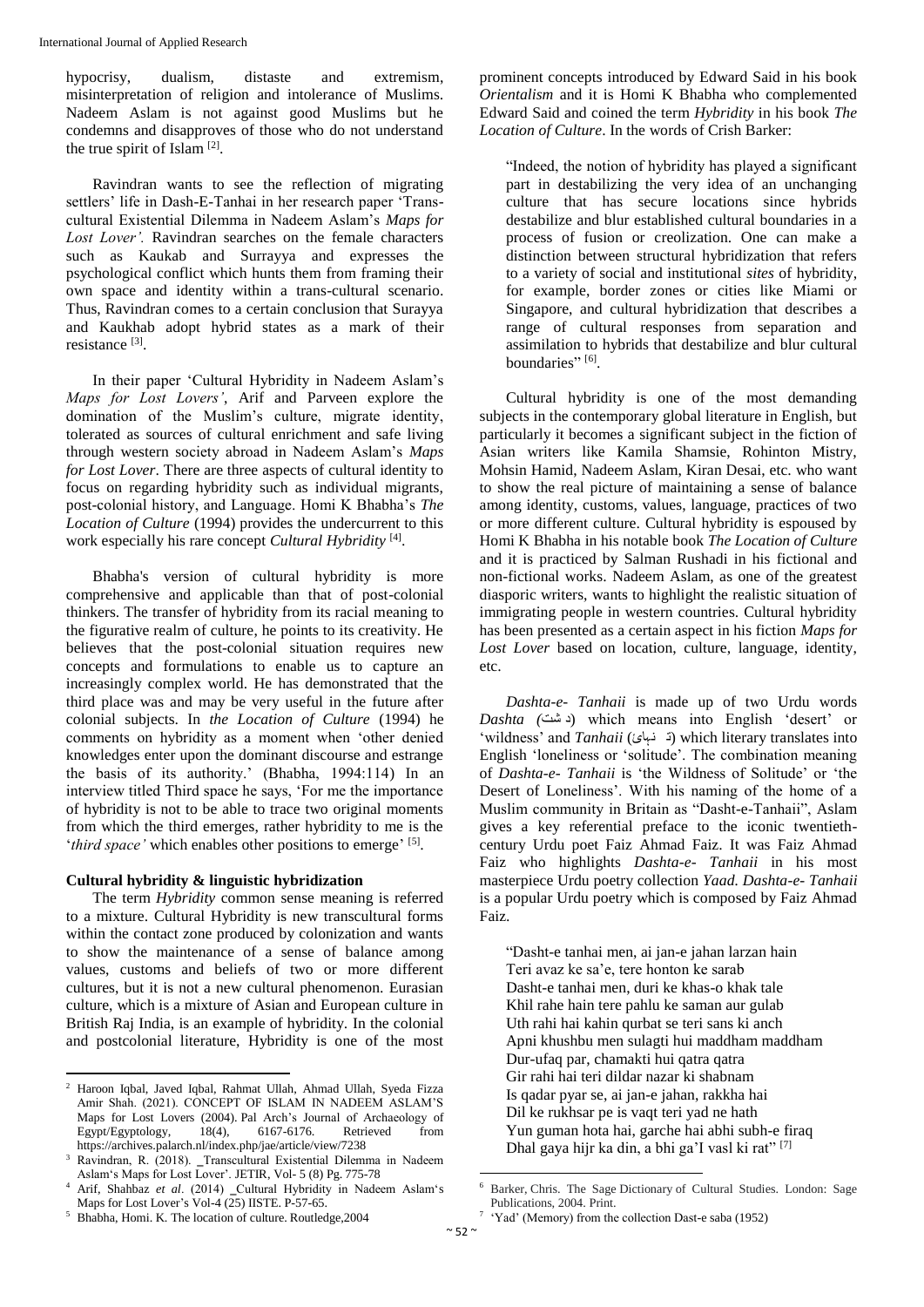hypocrisy, dualism, distaste and extremism, misinterpretation of religion and intolerance of Muslims. Nadeem Aslam is not against good Muslims but he condemns and disapproves of those who do not understand the true spirit of Islam [2].

Ravindran wants to see the reflection of migrating settlers' life in Dash-E-Tanhai in her research paper 'Trans-cultural Existential Dilemma in Nadeem Aslam's *Maps for Lost Lover'.* Ravindran searches on the female characters such as Kaukab and Surrayya and expresses the psychological conflict which hunts them from framing their own space and identity within a trans-cultural scenario. Thus, Ravindran comes to a certain conclusion that Surayya and Kaukhab adopt hybrid states as a mark of their resistance [3].

In their paper 'Cultural Hybridity in Nadeem Aslam's *Maps for Lost Lovers'*, Arif and Parveen explore the domination of the Muslim's culture, migrate identity, tolerated as sources of cultural enrichment and safe living through western society abroad in Nadeem Aslam's *Maps for Lost Lover*. There are three aspects of cultural identity to focus on regarding hybridity such as individual migrants, post-colonial history, and Language. Homi K Bhabha's *The Location of Culture* (1994) provides the undercurrent to this work especially his rare concept *Cultural Hybridity* [4].

Bhabha's version of cultural hybridity is more comprehensive and applicable than that of post-colonial thinkers. The transfer of hybridity from its racial meaning to the figurative realm of culture, he points to its creativity. He believes that the post-colonial situation requires new concepts and formulations to enable us to capture an increasingly complex world. He has demonstrated that the third place was and may be very useful in the future after colonial subjects. In *the Location of Culture* (1994) he comments on hybridity as a moment when 'other denied knowledges enter upon the dominant discourse and estrange the basis of its authority.' (Bhabha, 1994:114) In an interview titled Third space he says, 'For me the importance of hybridity is not to be able to trace two original moments from which the third emerges, rather hybridity to me is the '*third space'* which enables other positions to emerge' [5].

## Cultural hybridity & linguistic hybridization

The term *Hybridity* common sense meaning is referred to a mixture. Cultural Hybridity is new transcultural forms within the contact zone produced by colonization and wants to show the maintenance of a sense of balance among values, customs and beliefs of two or more different cultures, but it is not a new cultural phenomenon. Eurasian culture, which is a mixture of Asian and European culture in British Raj India, is an example of hybridity. In the colonial and postcolonial literature, Hybridity is one of the most prominent concepts introduced by Edward Said in his book *Orientalism* and it is Homi K Bhabha who complemented Edward Said and coined the term *Hybridity* in his book *The Location of Culture*. In the words of Crish Barker:

> "Indeed, the notion of hybridity has played a significant part in destabilizing the very idea of an unchanging culture that has secure locations since hybrids destabilize and blur established cultural boundaries in a process of fusion or creolization. One can make a distinction between structural hybridization that refers to a variety of social and institutional *sites* of hybridity, for example, border zones or cities like Miami or Singapore, and cultural hybridization that describes a range of cultural responses from separation and assimilation to hybrids that destabilize and blur cultural boundaries" [6].

Cultural hybridity is one of the most demanding subjects in the contemporary global literature in English, but particularly it becomes a significant subject in the fiction of Asian writers like Kamila Shamsie, Rohinton Mistry, Mohsin Hamid, Nadeem Aslam, Kiran Desai, etc. who want to show the real picture of maintaining a sense of balance among identity, customs, values, language, practices of two or more different culture. Cultural hybridity is espoused by Homi K Bhabha in his notable book *The Location of Culture* and it is practiced by Salman Rushadi in his fictional and non-fictional works. Nadeem Aslam, as one of the greatest diasporic writers, wants to highlight the realistic situation of immigrating people in western countries. Cultural hybridity has been presented as a certain aspect in his fiction *Maps for Lost Lover* based on location, culture, language, identity, etc.

*Dashta-e- Tanhaii* is made up of two Urdu words *Dashta* (د شت) which means into English 'desert' or 'wildness' and *Tanhaii* (تہ نہائ) which literary translates into English 'loneliness or 'solitude'. The combination meaning of *Dashta-e- Tanhaii* is 'the Wildness of Solitude' or 'the Desert of Loneliness'. With his naming of the home of a Muslim community in Britain as "Dasht-e-Tanhaii", Aslam gives a key referential preface to the iconic twentieth-century Urdu poet Faiz Ahmad Faiz. It was Faiz Ahmad Faiz who highlights *Dashta-e- Tanhaii* in his most masterpiece Urdu poetry collection *Yaad. Dashta-e- Tanhaii* is a popular Urdu poetry which is composed by Faiz Ahmad Faiz.

> "Dasht-e tanhai men, ai jan-e jahan larzan hain
> Teri avaz ke sa'e, tere honton ke sarab
> Dasht-e tanhai men, duri ke khas-o khak tale
> Khil rahe hain tere pahlu ke saman aur gulab
> Uth rahi hai kahin qurbat se teri sans ki anch
> Apni khushbu men sulagti hui maddham maddham
> Dur-ufaq par, chamakti hui qatra qatra
> Gir rahi hai teri dildar nazar ki shabnam
> Is qadar pyar se, ai jan-e jahan, rakkha hai
> Dil ke rukhsar pe is vaqt teri yad ne hath
> Yun guman hota hai, garche hai abhi subh-e firaq
> Dhal gaya hijr ka din, a bhi ga'I vasl ki rat" [7]

---

[2] Haroon Iqbal, Javed Iqbal, Rahmat Ullah, Ahmad Ullah, Syeda Fizza Amir Shah. (2021). CONCEPT OF ISLAM IN NADEEM ASLAM'S Maps for Lost Lovers (2004). Pal Arch's Journal of Archaeology of Egypt/Egyptology, 18(4), 6167-6176. Retrieved from https://archives.palarch.nl/index.php/jae/article/view/7238

[3] Ravindran, R. (2018). _Transcultural Existential Dilemma in Nadeem Aslam's Maps for Lost Lover'. JETIR, Vol- 5 (8) Pg. 775-78

[4] Arif, Shahbaz *et al*. (2014) _Cultural Hybridity in Nadeem Aslam's Maps for Lost Lover's Vol-4 (25) IISTE. P-57-65.

[5] Bhabha, Homi. K. The location of culture. Routledge,2004

[6] Barker, Chris. The Sage Dictionary of Cultural Studies. London: Sage Publications, 2004. Print.

[7] 'Yad' (Memory) from the collection Dast-e saba (1952)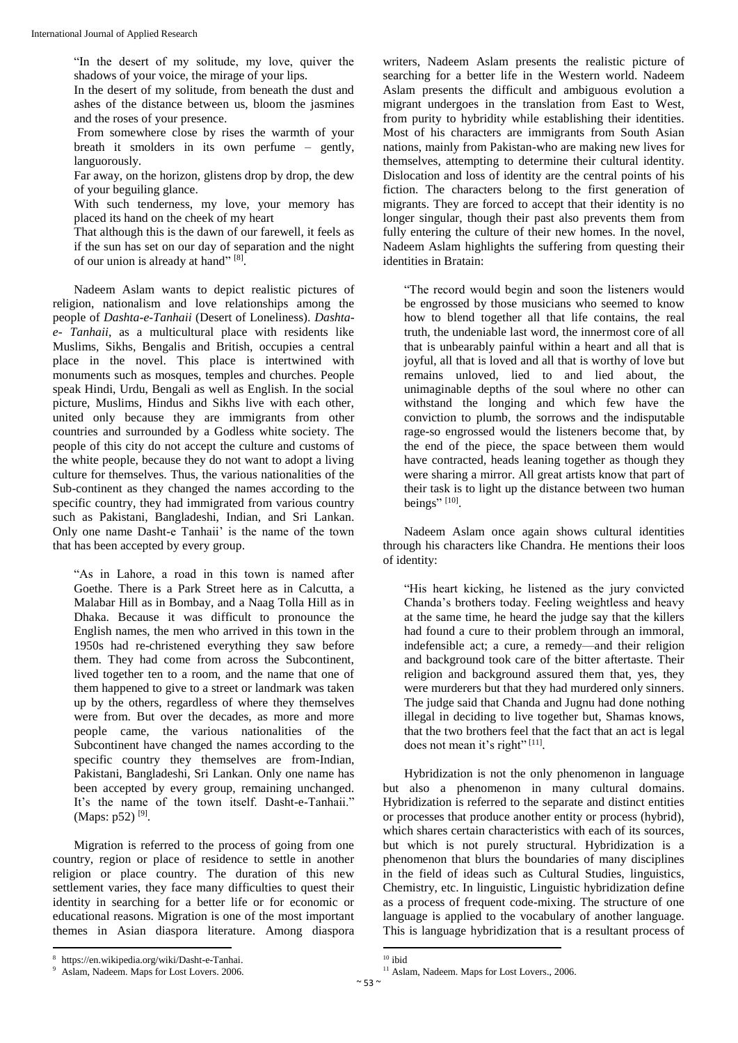"In the desert of my solitude, my love, quiver the shadows of your voice, the mirage of your lips.

In the desert of my solitude, from beneath the dust and ashes of the distance between us, bloom the jasmines and the roses of your presence.

From somewhere close by rises the warmth of your breath it smolders in its own perfume – gently, languorously.

Far away, on the horizon, glistens drop by drop, the dew of your beguiling glance.

With such tenderness, my love, your memory has placed its hand on the cheek of my heart

That although this is the dawn of our farewell, it feels as if the sun has set on our day of separation and the night of our union is already at hand" [8].

Nadeem Aslam wants to depict realistic pictures of religion, nationalism and love relationships among the people of *Dashta-e-Tanhaii* (Desert of Loneliness). *Dashta-e- Tanhaii*, as a multicultural place with residents like Muslims, Sikhs, Bengalis and British, occupies a central place in the novel. This place is intertwined with monuments such as mosques, temples and churches. People speak Hindi, Urdu, Bengali as well as English. In the social picture, Muslims, Hindus and Sikhs live with each other, united only because they are immigrants from other countries and surrounded by a Godless white society. The people of this city do not accept the culture and customs of the white people, because they do not want to adopt a living culture for themselves. Thus, the various nationalities of the Sub-continent as they changed the names according to the specific country, they had immigrated from various country such as Pakistani, Bangladeshi, Indian, and Sri Lankan. Only one name Dasht-e Tanhaii' is the name of the town that has been accepted by every group.

> "As in Lahore, a road in this town is named after Goethe. There is a Park Street here as in Calcutta, a Malabar Hill as in Bombay, and a Naag Tolla Hill as in Dhaka. Because it was difficult to pronounce the English names, the men who arrived in this town in the 1950s had re-christened everything they saw before them. They had come from across the Subcontinent, lived together ten to a room, and the name that one of them happened to give to a street or landmark was taken up by the others, regardless of where they themselves were from. But over the decades, as more and more people came, the various nationalities of the Subcontinent have changed the names according to the specific country they themselves are from-Indian, Pakistani, Bangladeshi, Sri Lankan. Only one name has been accepted by every group, remaining unchanged. It's the name of the town itself. Dasht-e-Tanhaii." (Maps: p52) [9].

Migration is referred to the process of going from one country, region or place of residence to settle in another religion or place country. The duration of this new settlement varies, they face many difficulties to quest their identity in searching for a better life or for economic or educational reasons. Migration is one of the most important themes in Asian diaspora literature. Among diaspora writers, Nadeem Aslam presents the realistic picture of searching for a better life in the Western world. Nadeem Aslam presents the difficult and ambiguous evolution a migrant undergoes in the translation from East to West, from purity to hybridity while establishing their identities. Most of his characters are immigrants from South Asian nations, mainly from Pakistan-who are making new lives for themselves, attempting to determine their cultural identity. Dislocation and loss of identity are the central points of his fiction. The characters belong to the first generation of migrants. They are forced to accept that their identity is no longer singular, though their past also prevents them from fully entering the culture of their new homes. In the novel, Nadeem Aslam highlights the suffering from questing their identities in Bratain:

> "The record would begin and soon the listeners would be engrossed by those musicians who seemed to know how to blend together all that life contains, the real truth, the undeniable last word, the innermost core of all that is unbearably painful within a heart and all that is joyful, all that is loved and all that is worthy of love but remains unloved, lied to and lied about, the unimaginable depths of the soul where no other can withstand the longing and which few have the conviction to plumb, the sorrows and the indisputable rage-so engrossed would the listeners become that, by the end of the piece, the space between them would have contracted, heads leaning together as though they were sharing a mirror. All great artists know that part of their task is to light up the distance between two human beings" [10].

Nadeem Aslam once again shows cultural identities through his characters like Chandra. He mentions their loos of identity:

> "His heart kicking, he listened as the jury convicted Chanda's brothers today. Feeling weightless and heavy at the same time, he heard the judge say that the killers had found a cure to their problem through an immoral, indefensible act; a cure, a remedy—and their religion and background took care of the bitter aftertaste. Their religion and background assured them that, yes, they were murderers but that they had murdered only sinners. The judge said that Chanda and Jugnu had done nothing illegal in deciding to live together but, Shamas knows, that the two brothers feel that the fact that an act is legal does not mean it's right" [11].

Hybridization is not the only phenomenon in language but also a phenomenon in many cultural domains. Hybridization is referred to the separate and distinct entities or processes that produce another entity or process (hybrid), which shares certain characteristics with each of its sources, but which is not purely structural. Hybridization is a phenomenon that blurs the boundaries of many disciplines in the field of ideas such as Cultural Studies, linguistics, Chemistry, etc. In linguistic, Linguistic hybridization define as a process of frequent code-mixing. The structure of one language is applied to the vocabulary of another language. This is language hybridization that is a resultant process of

---

8 https://en.wikipedia.org/wiki/Dasht-e-Tanhai.

9 Aslam, Nadeem. Maps for Lost Lovers. 2006.

10 ibid

11 Aslam, Nadeem. Maps for Lost Lovers., 2006.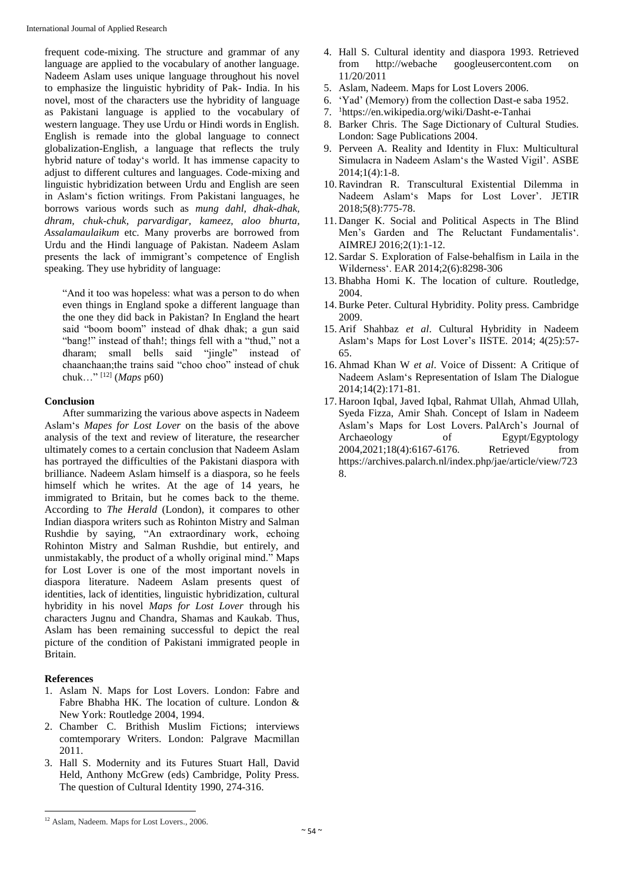frequent code-mixing. The structure and grammar of any language are applied to the vocabulary of another language. Nadeem Aslam uses unique language throughout his novel to emphasize the linguistic hybridity of Pak- India. In his novel, most of the characters use the hybridity of language as Pakistani language is applied to the vocabulary of western language. They use Urdu or Hindi words in English. English is remade into the global language to connect globalization-English, a language that reflects the truly hybrid nature of today's world. It has immense capacity to adjust to different cultures and languages. Code-mixing and linguistic hybridization between Urdu and English are seen in Aslam's fiction writings. From Pakistani languages, he borrows various words such as *mung dahl, dhak-dhak, dhram, chuk-chuk, parvardigar, kameez, aloo bhurta, Assalamaulaikum* etc. Many proverbs are borrowed from Urdu and the Hindi language of Pakistan. Nadeem Aslam presents the lack of immigrant's competence of English speaking. They use hybridity of language:

> "And it too was hopeless: what was a person to do when even things in England spoke a different language than the one they did back in Pakistan? In England the heart said "boom boom" instead of dhak dhak; a gun said "bang!" instead of thah!; things fell with a "thud," not a dharam; small bells said "jingle" instead of chaanchaan;the trains said "choo choo" instead of chuk chuk…" [12] (*Maps* p60)

## Conclusion

After summarizing the various above aspects in Nadeem Aslam's *Mapes for Lost Lover* on the basis of the above analysis of the text and review of literature, the researcher ultimately comes to a certain conclusion that Nadeem Aslam has portrayed the difficulties of the Pakistani diaspora with brilliance. Nadeem Aslam himself is a diaspora, so he feels himself which he writes. At the age of 14 years, he immigrated to Britain, but he comes back to the theme. According to *The Herald* (London), it compares to other Indian diaspora writers such as Rohinton Mistry and Salman Rushdie by saying, "An extraordinary work, echoing Rohinton Mistry and Salman Rushdie, but entirely, and unmistakably, the product of a wholly original mind." Maps for Lost Lover is one of the most important novels in diaspora literature. Nadeem Aslam presents quest of identities, lack of identities, linguistic hybridization, cultural hybridity in his novel *Maps for Lost Lover* through his characters Jugnu and Chandra, Shamas and Kaukab. Thus, Aslam has been remaining successful to depict the real picture of the condition of Pakistani immigrated people in Britain.

## References

1. Aslam N. Maps for Lost Lovers. London: Fabre and Fabre Bhabha HK. The location of culture. London & New York: Routledge 2004, 1994.
2. Chamber C. Brithish Muslim Fictions; interviews comtemporary Writers. London: Palgrave Macmillan 2011.
3. Hall S. Modernity and its Futures Stuart Hall, David Held, Anthony McGrew (eds) Cambridge, Polity Press. The question of Cultural Identity 1990, 274-316.
4. Hall S. Cultural identity and diaspora 1993. Retrieved from http://webache googleusercontent.com on 11/20/2011
5. Aslam, Nadeem. Maps for Lost Lovers 2006.
6. 'Yad' (Memory) from the collection Dast-e saba 1952.
7. [1]https://en.wikipedia.org/wiki/Dasht-e-Tanhai
8. Barker Chris. The Sage Dictionary of Cultural Studies. London: Sage Publications 2004.
9. Perveen A. Reality and Identity in Flux: Multicultural Simulacra in Nadeem Aslam's the Wasted Vigil'. ASBE 2014;1(4):1-8.
10. Ravindran R. Transcultural Existential Dilemma in Nadeem Aslam's Maps for Lost Lover'. JETIR 2018;5(8):775-78.
11. Danger K. Social and Political Aspects in The Blind Men's Garden and The Reluctant Fundamentalis'. AIMREJ 2016;2(1):1-12.
12. Sardar S. Exploration of False-behalfism in Laila in the Wilderness'. EAR 2014;2(6):8298-306
13. Bhabha Homi K. The location of culture. Routledge, 2004.
14. Burke Peter. Cultural Hybridity. Polity press. Cambridge 2009.
15. Arif Shahbaz *et al*. Cultural Hybridity in Nadeem Aslam's Maps for Lost Lover's IISTE. 2014; 4(25):57-65.
16. Ahmad Khan W *et al*. Voice of Dissent: A Critique of Nadeem Aslam's Representation of Islam The Dialogue 2014;14(2):171-81.
17. Haroon Iqbal, Javed Iqbal, Rahmat Ullah, Ahmad Ullah, Syeda Fizza, Amir Shah. Concept of Islam in Nadeem Aslam's Maps for Lost Lovers. PalArch's Journal of Archaeology of Egypt/Egyptology 2004,2021;18(4):6167-6176. Retrieved from https://archives.palarch.nl/index.php/jae/article/view/7238.

[12] Aslam, Nadeem. Maps for Lost Lovers., 2006.